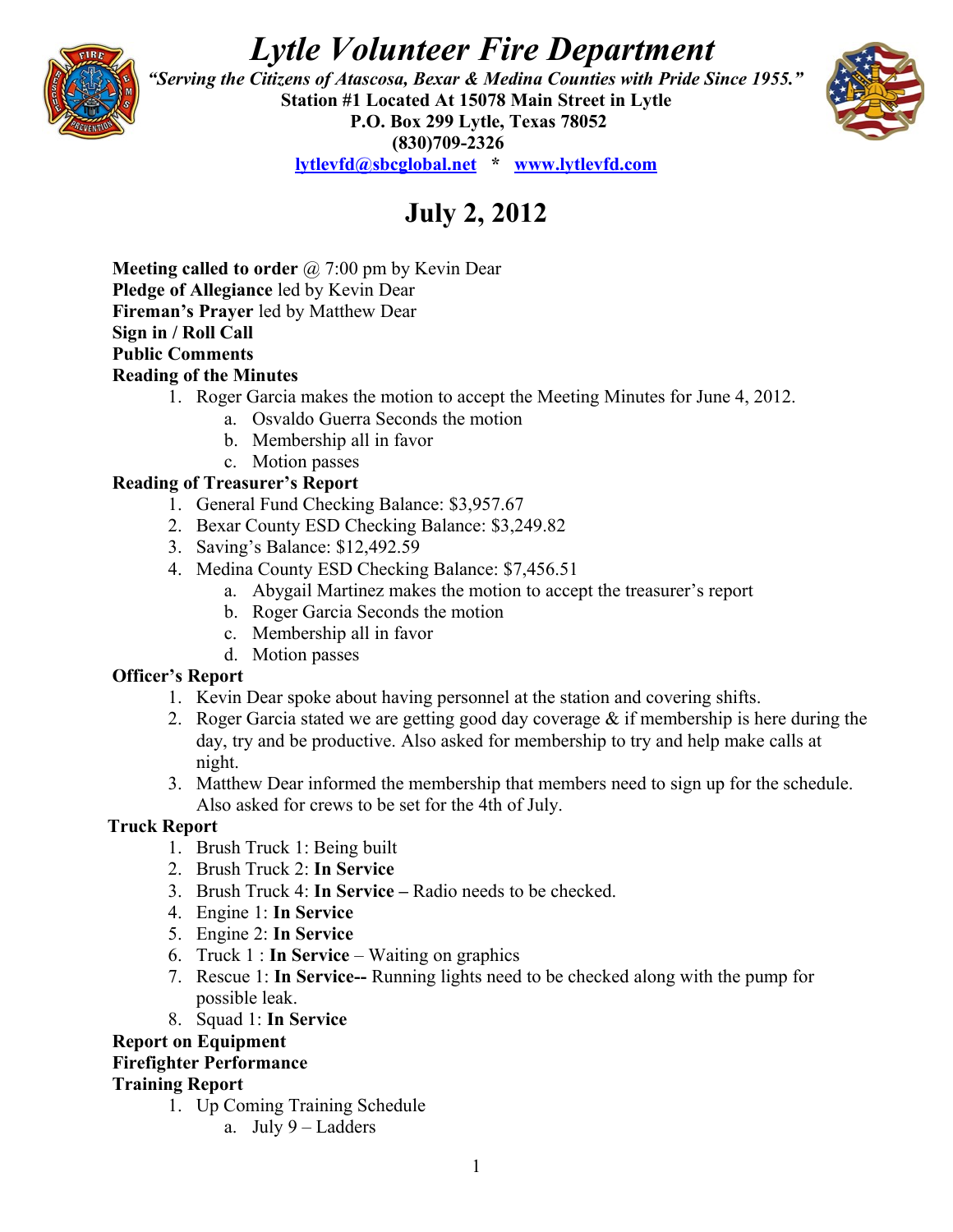# *Lytle Volunteer Fire Department*

***"Serving the Citizens of Atascosa, Bexar & Medina Counties with Pride Since 1955."***

**Station #1 Located At 15078 Main Street in Lytle**

**P.O. Box 299 Lytle, Texas 78052**

**(830)709-2326**

**lytlevfd@sbcglobal.net * www.lytlevfd.com**

## July 2, 2012

**Meeting called to order** @ 7:00 pm by Kevin Dear
**Pledge of Allegiance** led by Kevin Dear
**Fireman's Prayer** led by Matthew Dear
**Sign in / Roll Call**
**Public Comments**
**Reading of the Minutes**

1. Roger Garcia makes the motion to accept the Meeting Minutes for June 4, 2012.
   a. Osvaldo Guerra Seconds the motion
   b. Membership all in favor
   c. Motion passes

**Reading of Treasurer's Report**

1. General Fund Checking Balance: $3,957.67
2. Bexar County ESD Checking Balance: $3,249.82
3. Saving's Balance: $12,492.59
4. Medina County ESD Checking Balance: $7,456.51
   a. Abygail Martinez makes the motion to accept the treasurer's report
   b. Roger Garcia Seconds the motion
   c. Membership all in favor
   d. Motion passes

**Officer's Report**

1. Kevin Dear spoke about having personnel at the station and covering shifts.
2. Roger Garcia stated we are getting good day coverage & if membership is here during the day, try and be productive. Also asked for membership to try and help make calls at night.
3. Matthew Dear informed the membership that members need to sign up for the schedule. Also asked for crews to be set for the 4th of July.

**Truck Report**

1. Brush Truck 1: Being built
2. Brush Truck 2: **In Service**
3. Brush Truck 4: **In Service –** Radio needs to be checked.
4. Engine 1: **In Service**
5. Engine 2: **In Service**
6. Truck 1 : **In Service** – Waiting on graphics
7. Rescue 1: **In Service--** Running lights need to be checked along with the pump for possible leak.
8. Squad 1: **In Service**

**Report on Equipment**
**Firefighter Performance**
**Training Report**

1. Up Coming Training Schedule
   a. July 9 – Ladders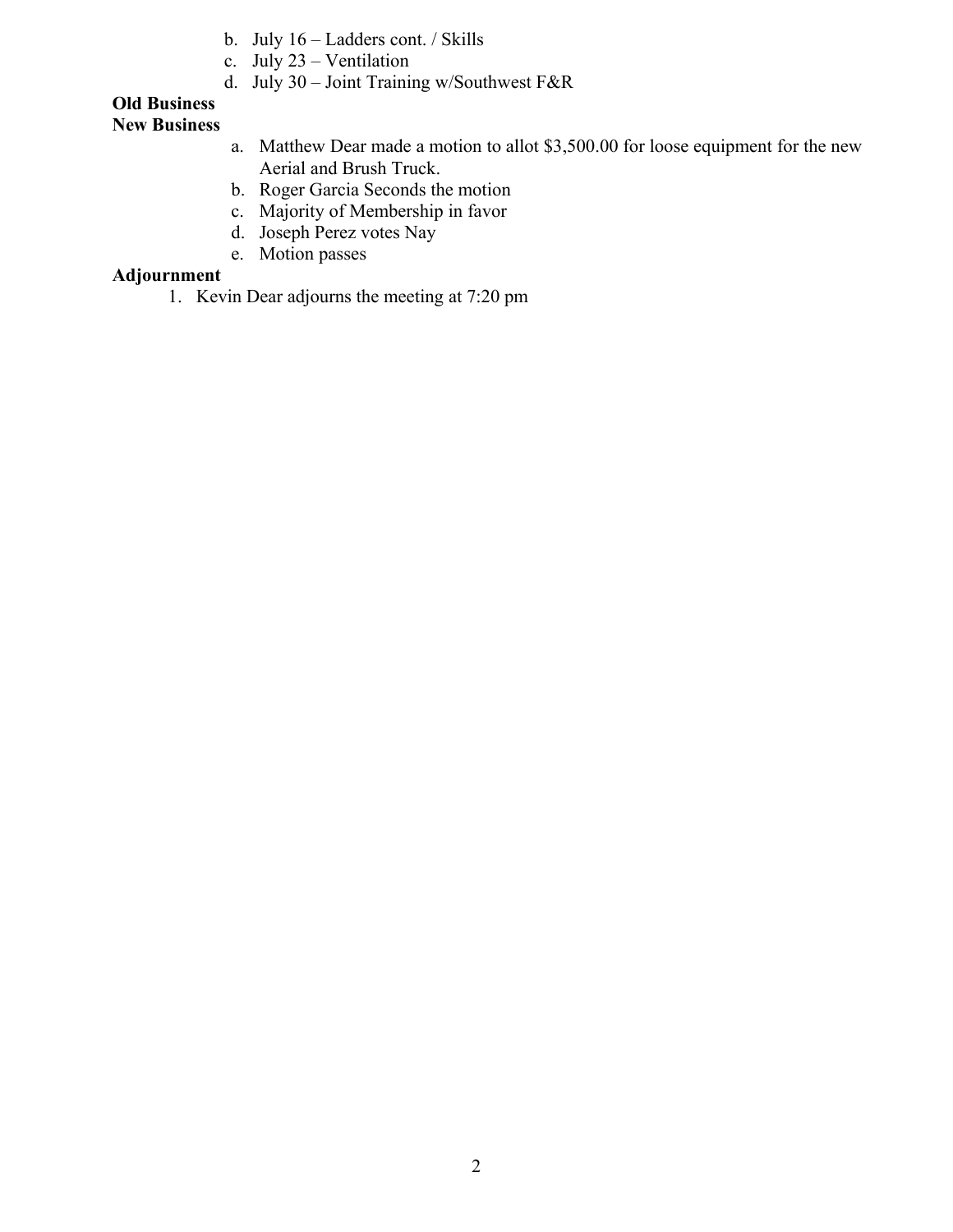b. July 16 – Ladders cont. / Skills
c. July 23 – Ventilation
d. July 30 – Joint Training w/Southwest F&R

**Old Business**

**New Business**

a. Matthew Dear made a motion to allot $3,500.00 for loose equipment for the new Aerial and Brush Truck.
b. Roger Garcia Seconds the motion
c. Majority of Membership in favor
d. Joseph Perez votes Nay
e. Motion passes

**Adjournment**

1. Kevin Dear adjourns the meeting at 7:20 pm